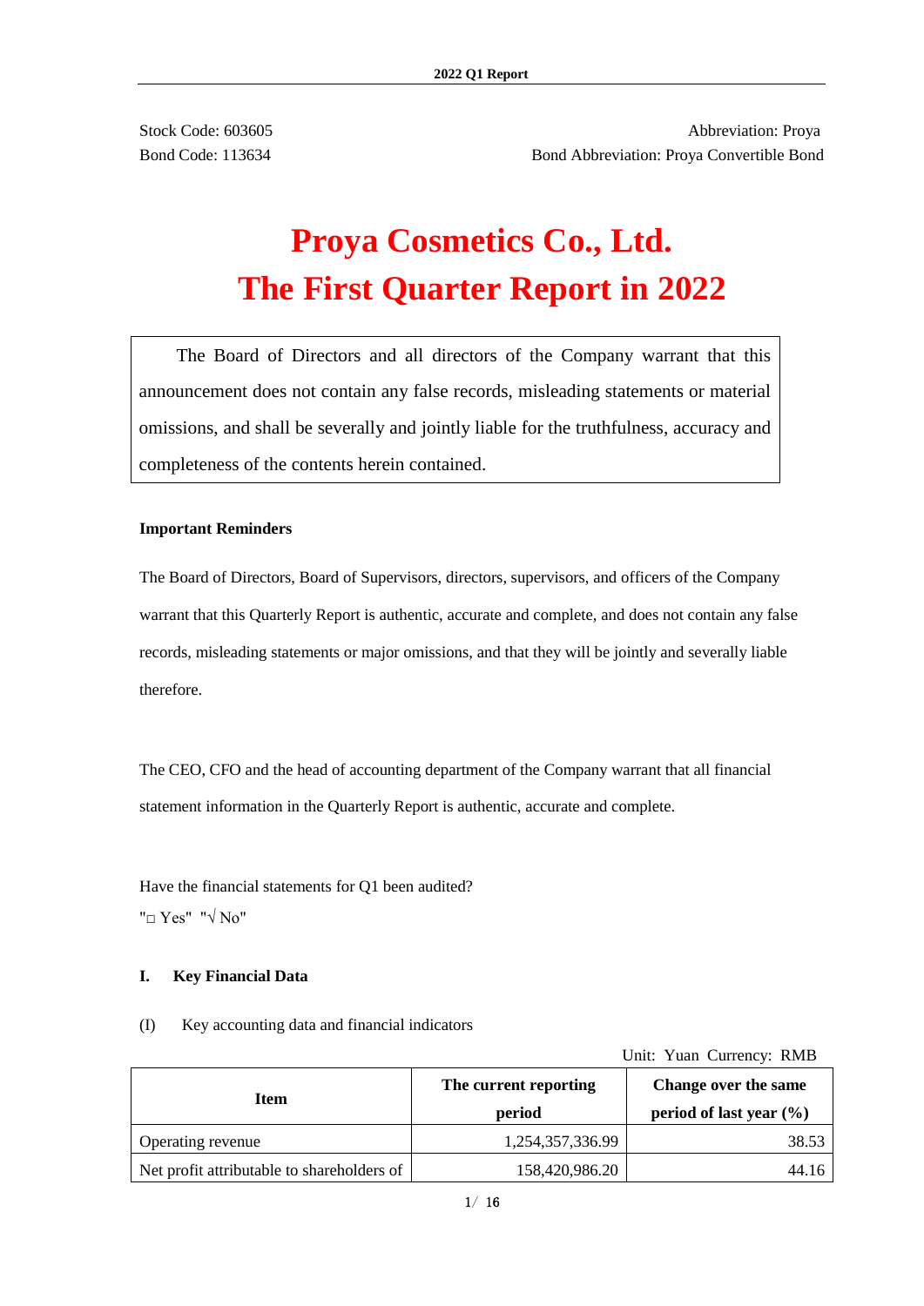| Stock Code: 603605 | Abbreviation: Proya |
|---|---|
| Bond Code: 113634 | Bond Abbreviation: Proya Convertible Bond |

# Proya Cosmetics Co., Ltd.
# The First Quarter Report in 2022

The Board of Directors and all directors of the Company warrant that this announcement does not contain any false records, misleading statements or material omissions, and shall be severally and jointly liable for the truthfulness, accuracy and completeness of the contents herein contained.

**Important Reminders**

The Board of Directors, Board of Supervisors, directors, supervisors, and officers of the Company warrant that this Quarterly Report is authentic, accurate and complete, and does not contain any false records, misleading statements or major omissions, and that they will be jointly and severally liable therefore.

The CEO, CFO and the head of accounting department of the Company warrant that all financial statement information in the Quarterly Report is authentic, accurate and complete.

Have the financial statements for Q1 been audited?
"□ Yes" "√ No"

## I. Key Financial Data

(I) Key accounting data and financial indicators

Unit: Yuan Currency: RMB

| Item | The current reporting period | Change over the same period of last year (%) |
|---|---|---|
| Operating revenue | 1,254,357,336.99 | 38.53 |
| Net profit attributable to shareholders of | 158,420,986.20 | 44.16 |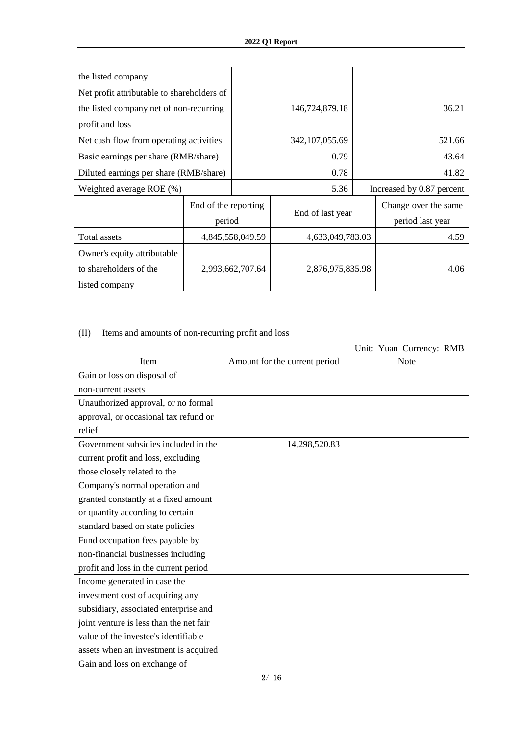| | | |
|---|---|---|
| the listed company | | |
| Net profit attributable to shareholders of the listed company net of non-recurring profit and loss | 146,724,879.18 | 36.21 |
| Net cash flow from operating activities | 342,107,055.69 | 521.66 |
| Basic earnings per share (RMB/share) | 0.79 | 43.64 |
| Diluted earnings per share (RMB/share) | 0.78 | 41.82 |
| Weighted average ROE (%) | 5.36 | Increased by 0.87 percent |

| | End of the reporting period | End of last year | Change over the same period last year |
|---|---|---|---|
| Total assets | 4,845,558,049.59 | 4,633,049,783.03 | 4.59 |
| Owner's equity attributable to shareholders of the listed company | 2,993,662,707.64 | 2,876,975,835.98 | 4.06 |

(II) Items and amounts of non-recurring profit and loss

Unit: Yuan Currency: RMB

| Item | Amount for the current period | Note |
|---|---|---|
| Gain or loss on disposal of non-current assets | | |
| Unauthorized approval, or no formal approval, or occasional tax refund or relief | | |
| Government subsidies included in the current profit and loss, excluding those closely related to the Company's normal operation and granted constantly at a fixed amount or quantity according to certain standard based on state policies | 14,298,520.83 | |
| Fund occupation fees payable by non-financial businesses including profit and loss in the current period | | |
| Income generated in case the investment cost of acquiring any subsidiary, associated enterprise and joint venture is less than the net fair value of the investee's identifiable assets when an investment is acquired | | |
| Gain and loss on exchange of | | |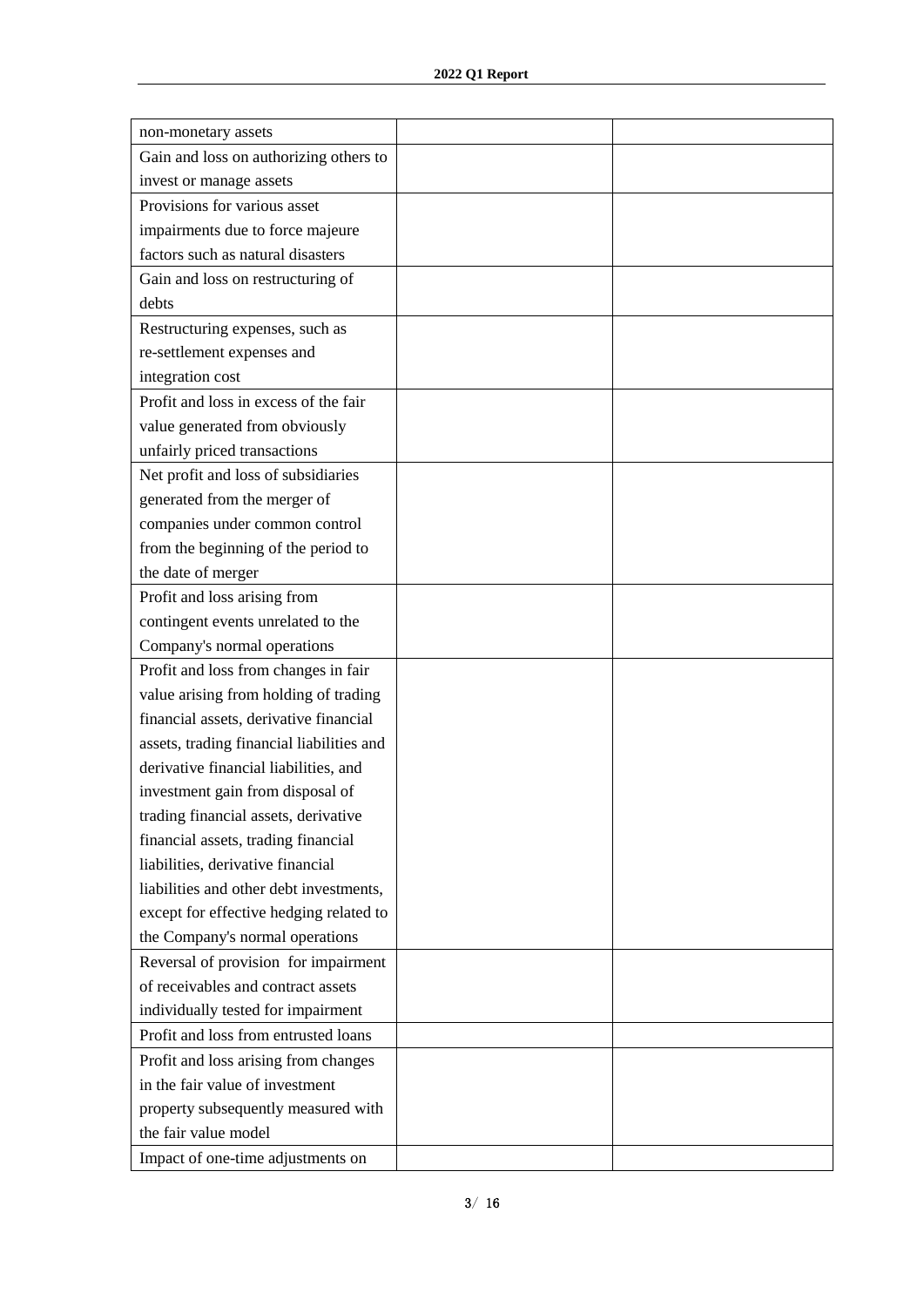| | | |
|---|---|---|
| non-monetary assets | | |
| Gain and loss on authorizing others to invest or manage assets | | |
| Provisions for various asset impairments due to force majeure factors such as natural disasters | | |
| Gain and loss on restructuring of debts | | |
| Restructuring expenses, such as re-settlement expenses and integration cost | | |
| Profit and loss in excess of the fair value generated from obviously unfairly priced transactions | | |
| Net profit and loss of subsidiaries generated from the merger of companies under common control from the beginning of the period to the date of merger | | |
| Profit and loss arising from contingent events unrelated to the Company's normal operations | | |
| Profit and loss from changes in fair value arising from holding of trading financial assets, derivative financial assets, trading financial liabilities and derivative financial liabilities, and investment gain from disposal of trading financial assets, derivative financial assets, trading financial liabilities, derivative financial liabilities and other debt investments, except for effective hedging related to the Company's normal operations | | |
| Reversal of provision for impairment of receivables and contract assets individually tested for impairment | | |
| Profit and loss from entrusted loans | | |
| Profit and loss arising from changes in the fair value of investment property subsequently measured with the fair value model | | |
| Impact of one-time adjustments on | | |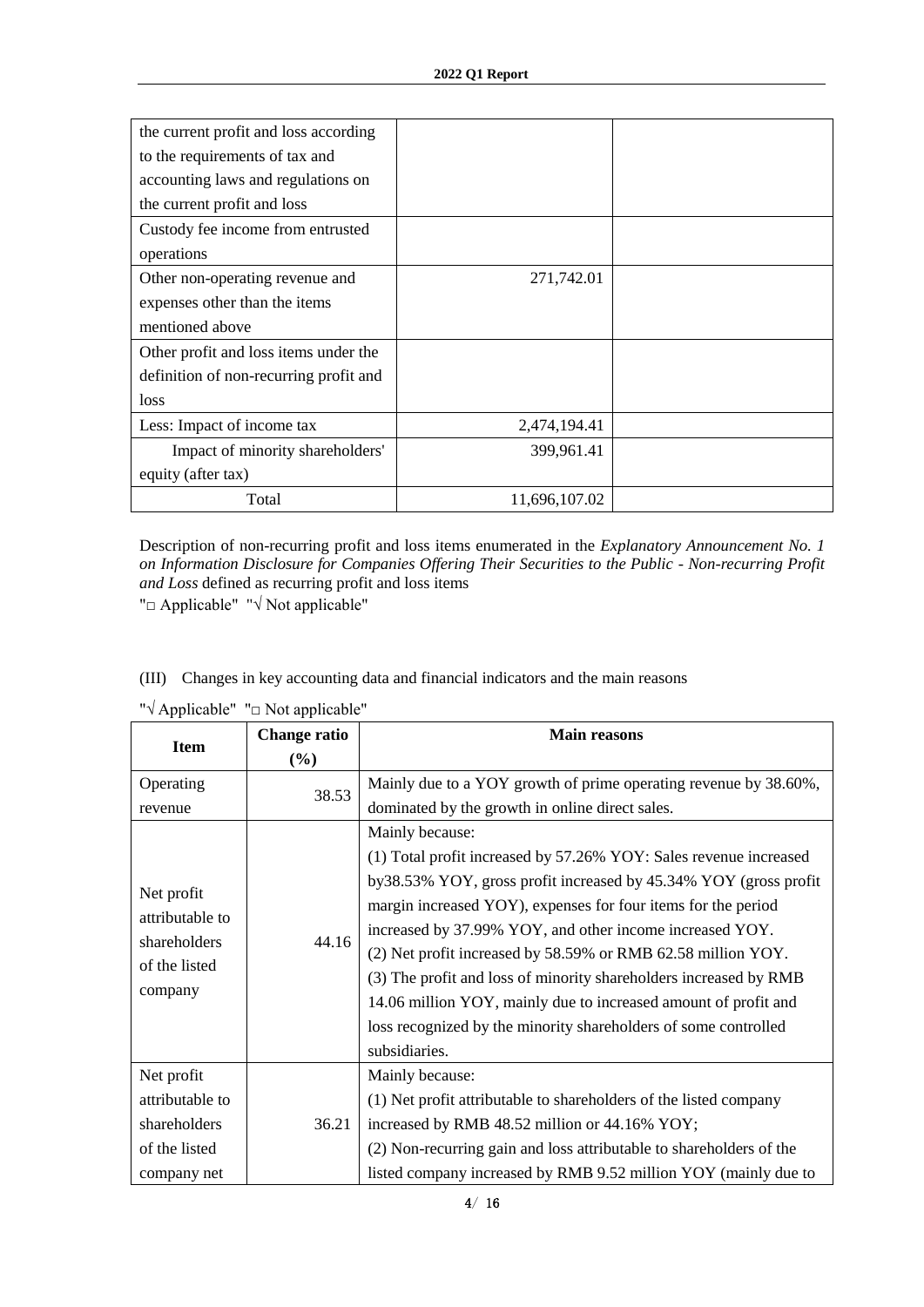| | | |
|---|---|---|
| the current profit and loss according to the requirements of tax and accounting laws and regulations on the current profit and loss | | |
| Custody fee income from entrusted operations | | |
| Other non-operating revenue and expenses other than the items mentioned above | 271,742.01 | |
| Other profit and loss items under the definition of non-recurring profit and loss | | |
| Less: Impact of income tax | 2,474,194.41 | |
| Impact of minority shareholders' equity (after tax) | 399,961.41 | |
| Total | 11,696,107.02 | |

Description of non-recurring profit and loss items enumerated in the *Explanatory Announcement No. 1 on Information Disclosure for Companies Offering Their Securities to the Public - Non-recurring Profit and Loss* defined as recurring profit and loss items

"□ Applicable" "√ Not applicable"

(III) Changes in key accounting data and financial indicators and the main reasons

"√ Applicable" "□ Not applicable"

| Item | Change ratio (%) | Main reasons |
|---|---|---|
| Operating revenue | 38.53 | Mainly due to a YOY growth of prime operating revenue by 38.60%, dominated by the growth in online direct sales. |
| Net profit attributable to shareholders of the listed company | 44.16 | Mainly because:<br>(1) Total profit increased by 57.26% YOY: Sales revenue increased by38.53% YOY, gross profit increased by 45.34% YOY (gross profit margin increased YOY), expenses for four items for the period increased by 37.99% YOY, and other income increased YOY.<br>(2) Net profit increased by 58.59% or RMB 62.58 million YOY.<br>(3) The profit and loss of minority shareholders increased by RMB 14.06 million YOY, mainly due to increased amount of profit and loss recognized by the minority shareholders of some controlled subsidiaries. |
| Net profit attributable to shareholders of the listed company net | 36.21 | Mainly because:<br>(1) Net profit attributable to shareholders of the listed company increased by RMB 48.52 million or 44.16% YOY;<br>(2) Non-recurring gain and loss attributable to shareholders of the listed company increased by RMB 9.52 million YOY (mainly due to |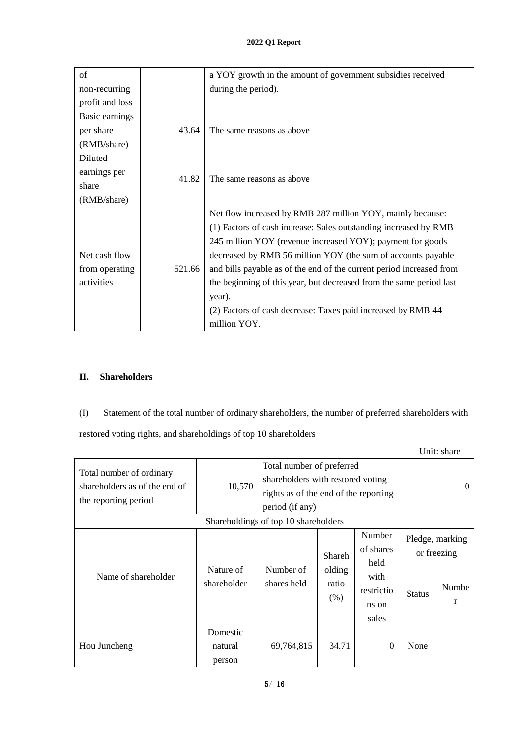| of non-recurring profit and loss | | a YOY growth in the amount of government subsidies received during the period). |
|---|---|---|
| Basic earnings per share (RMB/share) | 43.64 | The same reasons as above |
| Diluted earnings per share (RMB/share) | 41.82 | The same reasons as above |
| Net cash flow from operating activities | 521.66 | Net flow increased by RMB 287 million YOY, mainly because:<br>(1) Factors of cash increase: Sales outstanding increased by RMB 245 million YOY (revenue increased YOY); payment for goods decreased by RMB 56 million YOY (the sum of accounts payable and bills payable as of the end of the current period increased from the beginning of this year, but decreased from the same period last year).<br>(2) Factors of cash decrease: Taxes paid increased by RMB 44 million YOY. |

## II. Shareholders

(I) Statement of the total number of ordinary shareholders, the number of preferred shareholders with restored voting rights, and shareholdings of top 10 shareholders

Unit: share

| Total number of ordinary shareholders as of the end of the reporting period | 10,570 | Total number of preferred shareholders with restored voting rights as of the end of the reporting period (if any) | | | 0 | |
|---|---|---|---|---|---|---|
| Shareholdings of top 10 shareholders | | | | | | |
| Name of shareholder | Nature of shareholder | Number of shares held | Shareholding ratio (%) | Number of shares held with restrictions on sales | Pledge, marking or freezing | |
| | | | | | Status | Number |
| Hou Juncheng | Domestic natural person | 69,764,815 | 34.71 | 0 | None | |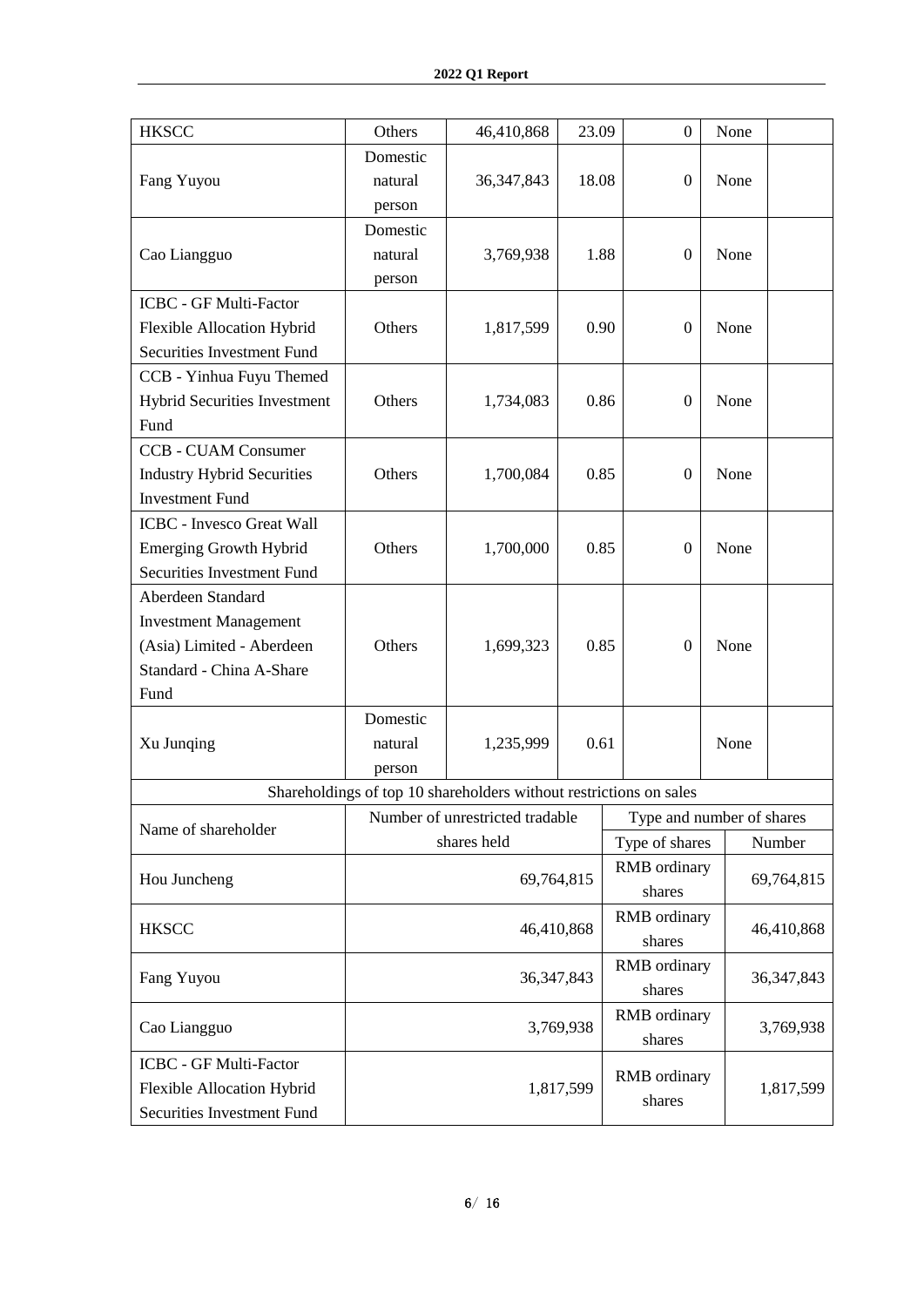| HKSCC | Others | 46,410,868 | 23.09 | 0 | None | |
|---|---|---|---|---|---|---|
| Fang Yuyou | Domestic natural person | 36,347,843 | 18.08 | 0 | None | |
| Cao Liangguo | Domestic natural person | 3,769,938 | 1.88 | 0 | None | |
| ICBC - GF Multi-Factor Flexible Allocation Hybrid Securities Investment Fund | Others | 1,817,599 | 0.90 | 0 | None | |
| CCB - Yinhua Fuyu Themed Hybrid Securities Investment Fund | Others | 1,734,083 | 0.86 | 0 | None | |
| CCB - CUAM Consumer Industry Hybrid Securities Investment Fund | Others | 1,700,084 | 0.85 | 0 | None | |
| ICBC - Invesco Great Wall Emerging Growth Hybrid Securities Investment Fund | Others | 1,700,000 | 0.85 | 0 | None | |
| Aberdeen Standard Investment Management (Asia) Limited - Aberdeen Standard - China A-Share Fund | Others | 1,699,323 | 0.85 | 0 | None | |
| Xu Junqing | Domestic natural person | 1,235,999 | 0.61 | | None | |

| Shareholdings of top 10 shareholders without restrictions on sales | | | |
|---|---|---|---|
| Name of shareholder | Number of unrestricted tradable shares held | Type and number of shares | |
| | | Type of shares | Number |
| Hou Juncheng | 69,764,815 | RMB ordinary shares | 69,764,815 |
| HKSCC | 46,410,868 | RMB ordinary shares | 46,410,868 |
| Fang Yuyou | 36,347,843 | RMB ordinary shares | 36,347,843 |
| Cao Liangguo | 3,769,938 | RMB ordinary shares | 3,769,938 |
| ICBC - GF Multi-Factor Flexible Allocation Hybrid Securities Investment Fund | 1,817,599 | RMB ordinary shares | 1,817,599 |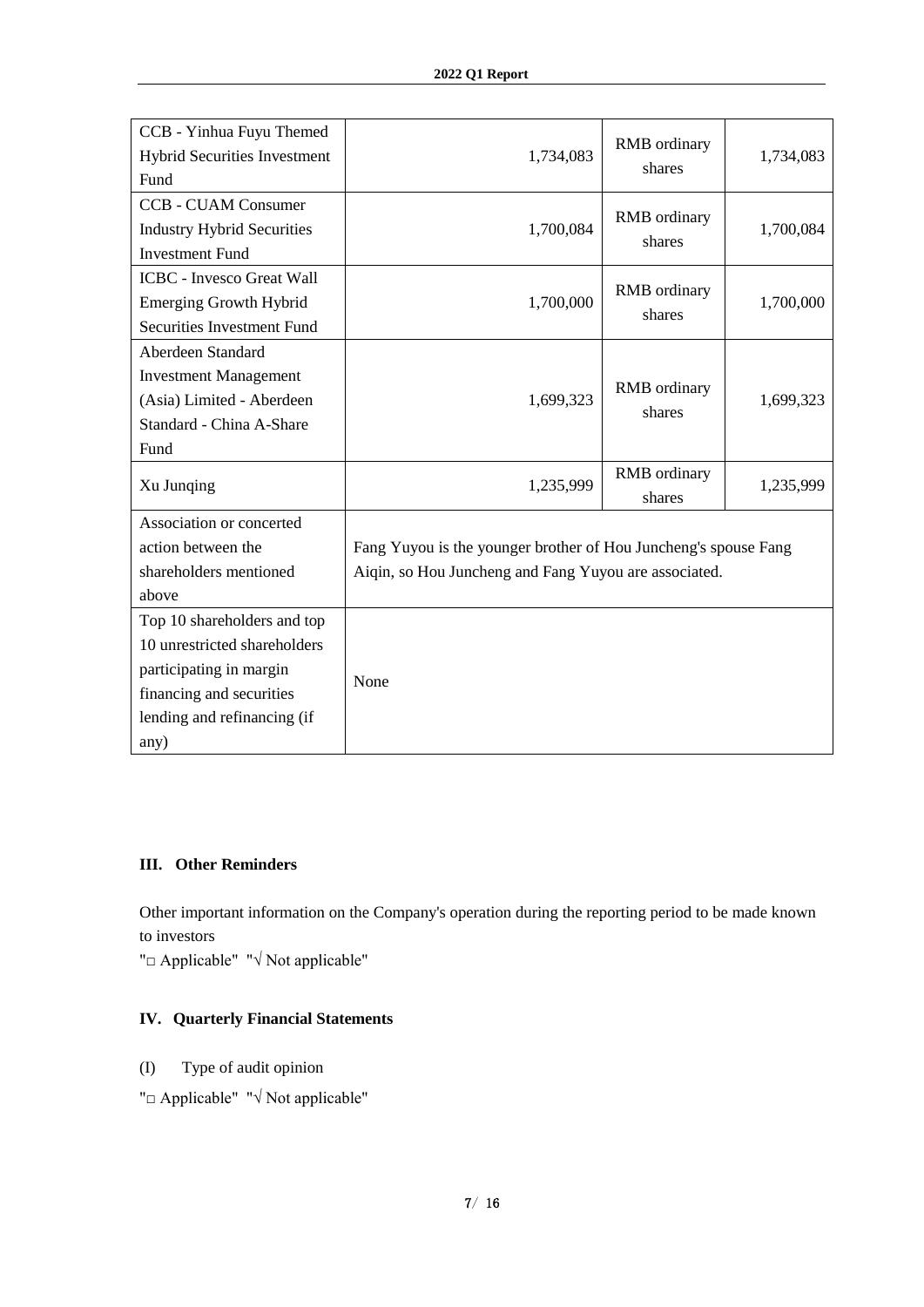| | | | |
|---|---|---|---|
| CCB - Yinhua Fuyu Themed Hybrid Securities Investment Fund | 1,734,083 | RMB ordinary shares | 1,734,083 |
| CCB - CUAM Consumer Industry Hybrid Securities Investment Fund | 1,700,084 | RMB ordinary shares | 1,700,084 |
| ICBC - Invesco Great Wall Emerging Growth Hybrid Securities Investment Fund | 1,700,000 | RMB ordinary shares | 1,700,000 |
| Aberdeen Standard Investment Management (Asia) Limited - Aberdeen Standard - China A-Share Fund | 1,699,323 | RMB ordinary shares | 1,699,323 |
| Xu Junqing | 1,235,999 | RMB ordinary shares | 1,235,999 |
| Association or concerted action between the shareholders mentioned above | Fang Yuyou is the younger brother of Hou Juncheng's spouse Fang Aiqin, so Hou Juncheng and Fang Yuyou are associated. | | |
| Top 10 shareholders and top 10 unrestricted shareholders participating in margin financing and securities lending and refinancing (if any) | None | | |

## III. Other Reminders

Other important information on the Company's operation during the reporting period to be made known to investors

"□ Applicable" "√ Not applicable"

## IV. Quarterly Financial Statements

(I) Type of audit opinion

"□ Applicable" "√ Not applicable"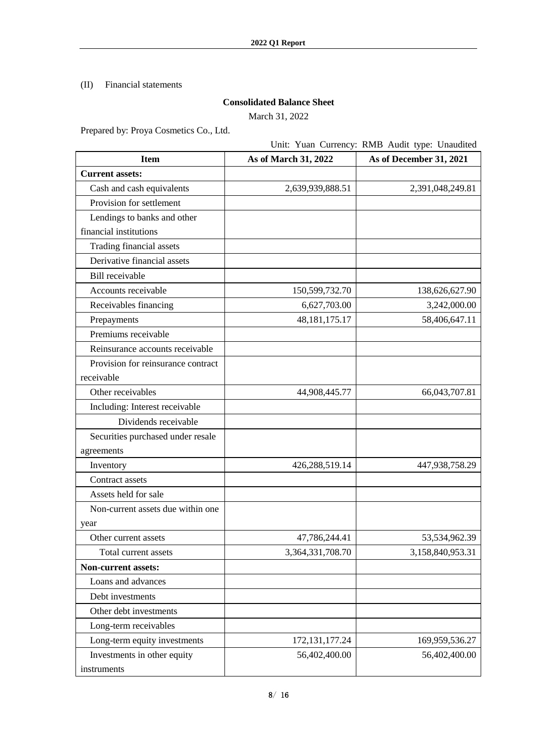(II) Financial statements

**Consolidated Balance Sheet**

March 31, 2022

Prepared by: Proya Cosmetics Co., Ltd.

Unit: Yuan Currency: RMB Audit type: Unaudited

| Item | As of March 31, 2022 | As of December 31, 2021 |
|---|---|---|
| **Current assets:** | | |
| Cash and cash equivalents | 2,639,939,888.51 | 2,391,048,249.81 |
| Provision for settlement | | |
| Lendings to banks and other financial institutions | | |
| Trading financial assets | | |
| Derivative financial assets | | |
| Bill receivable | | |
| Accounts receivable | 150,599,732.70 | 138,626,627.90 |
| Receivables financing | 6,627,703.00 | 3,242,000.00 |
| Prepayments | 48,181,175.17 | 58,406,647.11 |
| Premiums receivable | | |
| Reinsurance accounts receivable | | |
| Provision for reinsurance contract receivable | | |
| Other receivables | 44,908,445.77 | 66,043,707.81 |
| Including: Interest receivable | | |
| Dividends receivable | | |
| Securities purchased under resale agreements | | |
| Inventory | 426,288,519.14 | 447,938,758.29 |
| Contract assets | | |
| Assets held for sale | | |
| Non-current assets due within one year | | |
| Other current assets | 47,786,244.41 | 53,534,962.39 |
| Total current assets | 3,364,331,708.70 | 3,158,840,953.31 |
| **Non-current assets:** | | |
| Loans and advances | | |
| Debt investments | | |
| Other debt investments | | |
| Long-term receivables | | |
| Long-term equity investments | 172,131,177.24 | 169,959,536.27 |
| Investments in other equity instruments | 56,402,400.00 | 56,402,400.00 |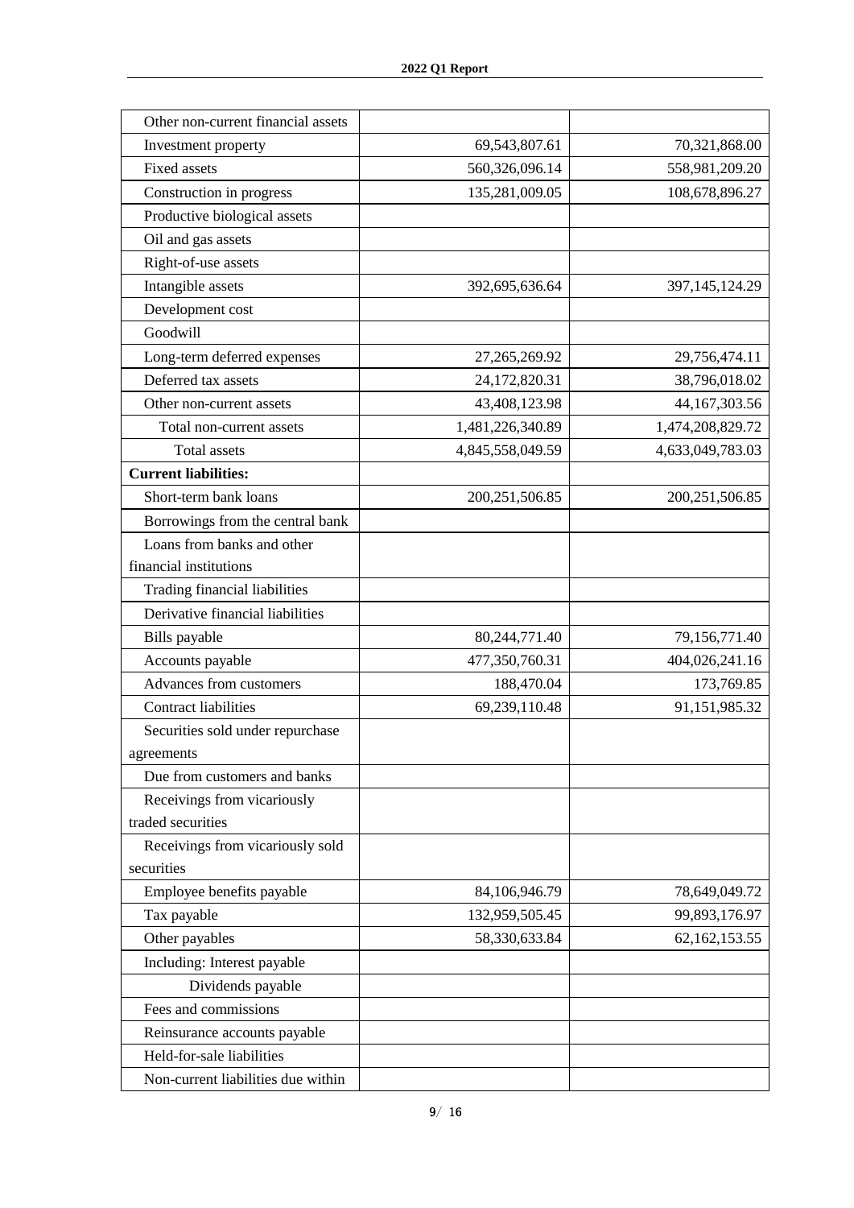| | | |
|---|---|---|
| Other non-current financial assets | | |
| Investment property | 69,543,807.61 | 70,321,868.00 |
| Fixed assets | 560,326,096.14 | 558,981,209.20 |
| Construction in progress | 135,281,009.05 | 108,678,896.27 |
| Productive biological assets | | |
| Oil and gas assets | | |
| Right-of-use assets | | |
| Intangible assets | 392,695,636.64 | 397,145,124.29 |
| Development cost | | |
| Goodwill | | |
| Long-term deferred expenses | 27,265,269.92 | 29,756,474.11 |
| Deferred tax assets | 24,172,820.31 | 38,796,018.02 |
| Other non-current assets | 43,408,123.98 | 44,167,303.56 |
| Total non-current assets | 1,481,226,340.89 | 1,474,208,829.72 |
| Total assets | 4,845,558,049.59 | 4,633,049,783.03 |
| **Current liabilities:** | | |
| Short-term bank loans | 200,251,506.85 | 200,251,506.85 |
| Borrowings from the central bank | | |
| Loans from banks and other financial institutions | | |
| Trading financial liabilities | | |
| Derivative financial liabilities | | |
| Bills payable | 80,244,771.40 | 79,156,771.40 |
| Accounts payable | 477,350,760.31 | 404,026,241.16 |
| Advances from customers | 188,470.04 | 173,769.85 |
| Contract liabilities | 69,239,110.48 | 91,151,985.32 |
| Securities sold under repurchase agreements | | |
| Due from customers and banks | | |
| Receivings from vicariously traded securities | | |
| Receivings from vicariously sold securities | | |
| Employee benefits payable | 84,106,946.79 | 78,649,049.72 |
| Tax payable | 132,959,505.45 | 99,893,176.97 |
| Other payables | 58,330,633.84 | 62,162,153.55 |
| Including: Interest payable | | |
| Dividends payable | | |
| Fees and commissions | | |
| Reinsurance accounts payable | | |
| Held-for-sale liabilities | | |
| Non-current liabilities due within | | |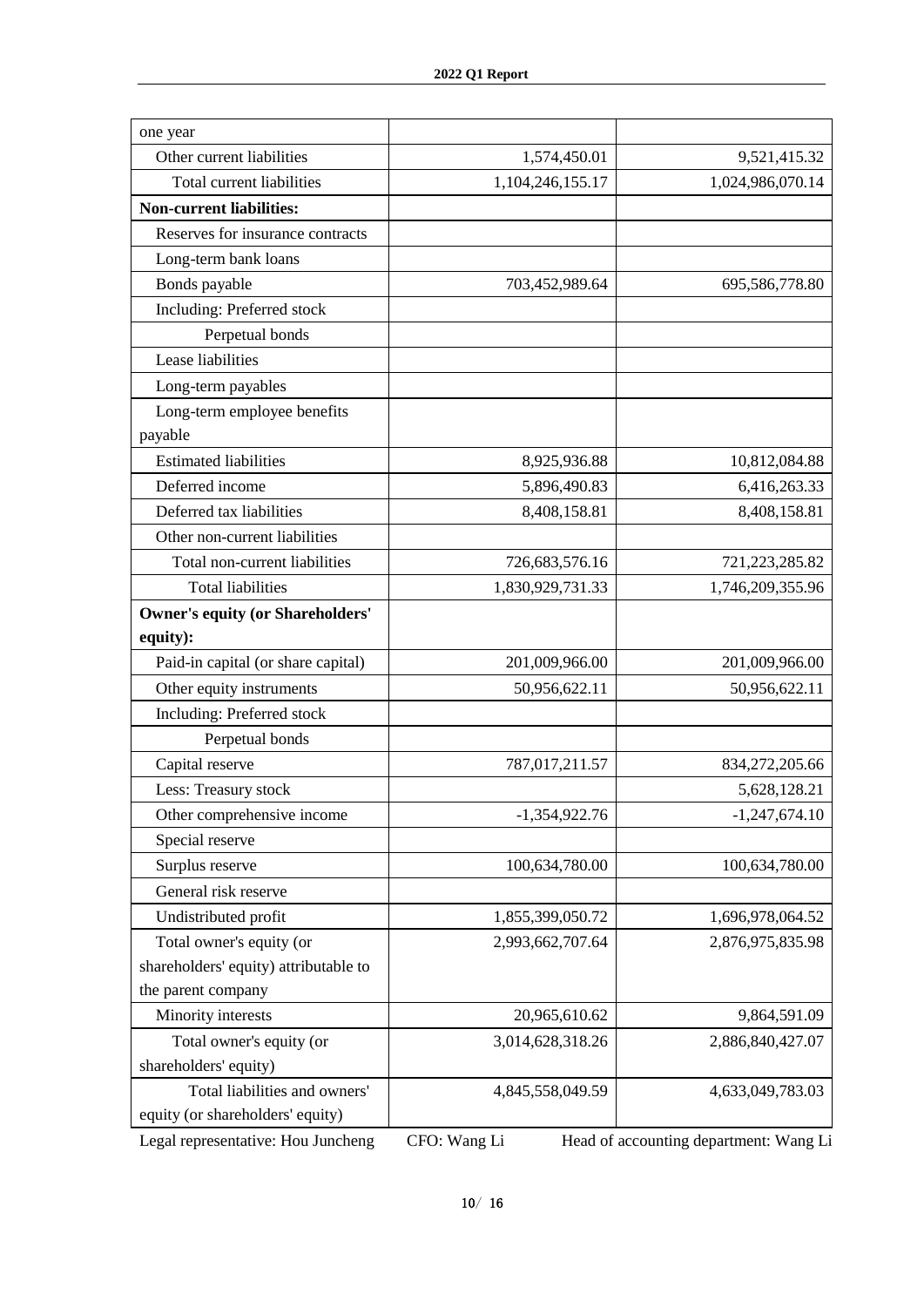| | | |
|---|---|---|
| one year | | |
| Other current liabilities | 1,574,450.01 | 9,521,415.32 |
| Total current liabilities | 1,104,246,155.17 | 1,024,986,070.14 |
| **Non-current liabilities:** | | |
| Reserves for insurance contracts | | |
| Long-term bank loans | | |
| Bonds payable | 703,452,989.64 | 695,586,778.80 |
| Including: Preferred stock | | |
| Perpetual bonds | | |
| Lease liabilities | | |
| Long-term payables | | |
| Long-term employee benefits payable | | |
| Estimated liabilities | 8,925,936.88 | 10,812,084.88 |
| Deferred income | 5,896,490.83 | 6,416,263.33 |
| Deferred tax liabilities | 8,408,158.81 | 8,408,158.81 |
| Other non-current liabilities | | |
| Total non-current liabilities | 726,683,576.16 | 721,223,285.82 |
| Total liabilities | 1,830,929,731.33 | 1,746,209,355.96 |
| **Owner's equity (or Shareholders' equity):** | | |
| Paid-in capital (or share capital) | 201,009,966.00 | 201,009,966.00 |
| Other equity instruments | 50,956,622.11 | 50,956,622.11 |
| Including: Preferred stock | | |
| Perpetual bonds | | |
| Capital reserve | 787,017,211.57 | 834,272,205.66 |
| Less: Treasury stock | | 5,628,128.21 |
| Other comprehensive income | -1,354,922.76 | -1,247,674.10 |
| Special reserve | | |
| Surplus reserve | 100,634,780.00 | 100,634,780.00 |
| General risk reserve | | |
| Undistributed profit | 1,855,399,050.72 | 1,696,978,064.52 |
| Total owner's equity (or shareholders' equity) attributable to the parent company | 2,993,662,707.64 | 2,876,975,835.98 |
| Minority interests | 20,965,610.62 | 9,864,591.09 |
| Total owner's equity (or shareholders' equity) | 3,014,628,318.26 | 2,886,840,427.07 |
| Total liabilities and owners' equity (or shareholders' equity) | 4,845,558,049.59 | 4,633,049,783.03 |

Legal representative: Hou Juncheng CFO: Wang Li Head of accounting department: Wang Li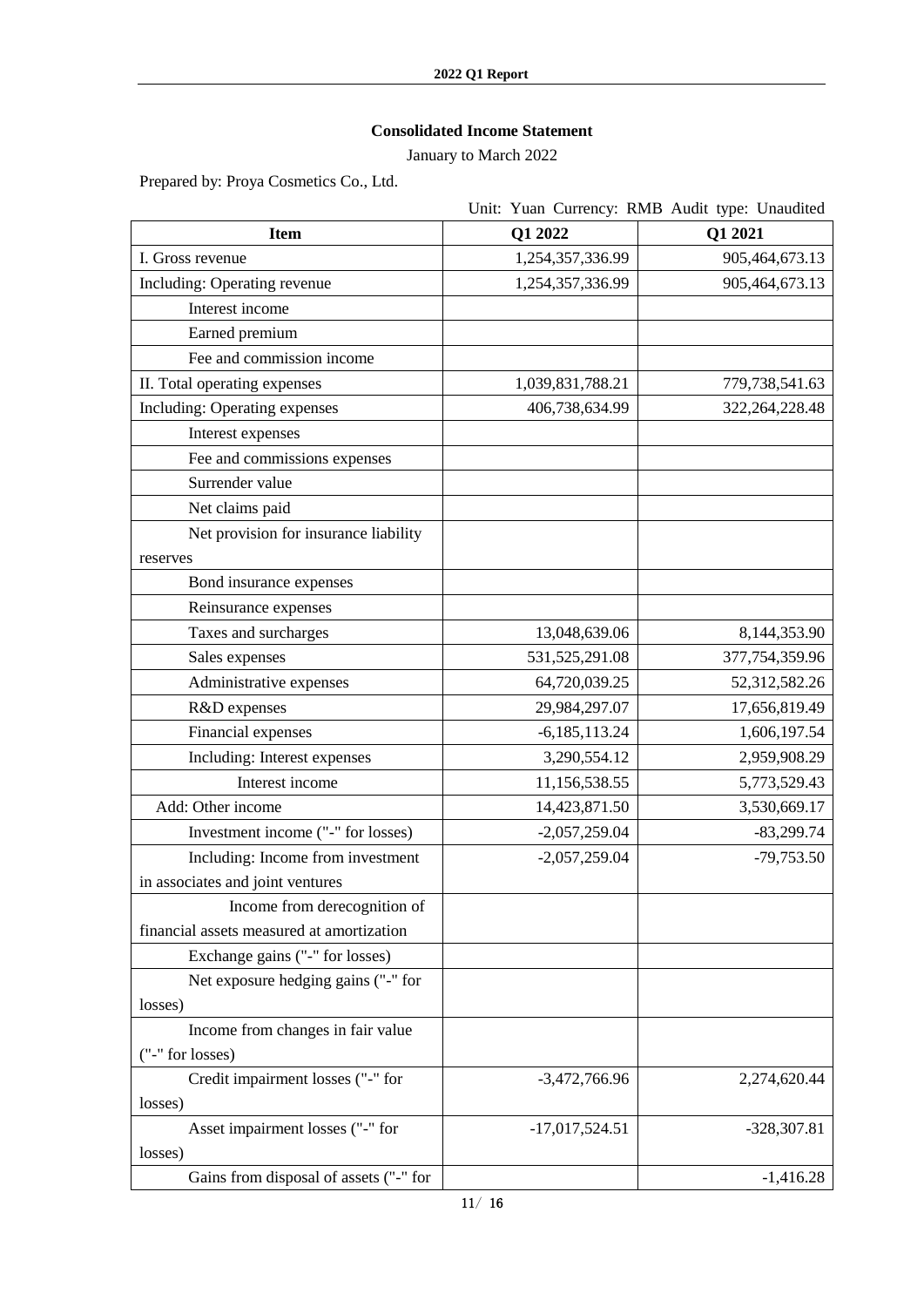## Consolidated Income Statement

January to March 2022

Prepared by: Proya Cosmetics Co., Ltd.

Unit: Yuan Currency: RMB Audit type: Unaudited

| Item | Q1 2022 | Q1 2021 |
|---|---|---|
| I. Gross revenue | 1,254,357,336.99 | 905,464,673.13 |
| Including: Operating revenue | 1,254,357,336.99 | 905,464,673.13 |
| Interest income | | |
| Earned premium | | |
| Fee and commission income | | |
| II. Total operating expenses | 1,039,831,788.21 | 779,738,541.63 |
| Including: Operating expenses | 406,738,634.99 | 322,264,228.48 |
| Interest expenses | | |
| Fee and commissions expenses | | |
| Surrender value | | |
| Net claims paid | | |
| Net provision for insurance liability reserves | | |
| Bond insurance expenses | | |
| Reinsurance expenses | | |
| Taxes and surcharges | 13,048,639.06 | 8,144,353.90 |
| Sales expenses | 531,525,291.08 | 377,754,359.96 |
| Administrative expenses | 64,720,039.25 | 52,312,582.26 |
| R&D expenses | 29,984,297.07 | 17,656,819.49 |
| Financial expenses | -6,185,113.24 | 1,606,197.54 |
| Including: Interest expenses | 3,290,554.12 | 2,959,908.29 |
| Interest income | 11,156,538.55 | 5,773,529.43 |
| Add: Other income | 14,423,871.50 | 3,530,669.17 |
| Investment income ("-" for losses) | -2,057,259.04 | -83,299.74 |
| Including: Income from investment in associates and joint ventures | -2,057,259.04 | -79,753.50 |
| Income from derecognition of financial assets measured at amortization | | |
| Exchange gains ("-" for losses) | | |
| Net exposure hedging gains ("-" for losses) | | |
| Income from changes in fair value ("-" for losses) | | |
| Credit impairment losses ("-" for losses) | -3,472,766.96 | 2,274,620.44 |
| Asset impairment losses ("-" for losses) | -17,017,524.51 | -328,307.81 |
| Gains from disposal of assets ("-" for | | -1,416.28 |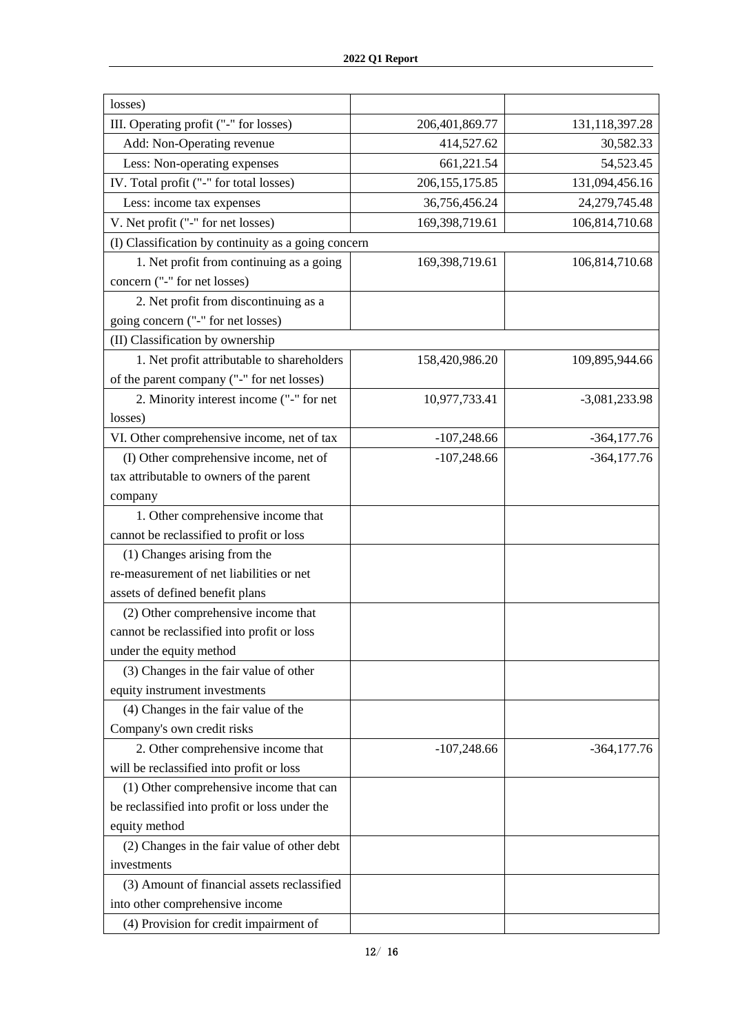| losses) | | |
|---|---|---|
| III. Operating profit ("-" for losses) | 206,401,869.77 | 131,118,397.28 |
| Add: Non-Operating revenue | 414,527.62 | 30,582.33 |
| Less: Non-operating expenses | 661,221.54 | 54,523.45 |
| IV. Total profit ("-" for total losses) | 206,155,175.85 | 131,094,456.16 |
| Less: income tax expenses | 36,756,456.24 | 24,279,745.48 |
| V. Net profit ("-" for net losses) | 169,398,719.61 | 106,814,710.68 |
| (I) Classification by continuity as a going concern | | |
| 1. Net profit from continuing as a going concern ("-" for net losses) | 169,398,719.61 | 106,814,710.68 |
| 2. Net profit from discontinuing as a going concern ("-" for net losses) | | |
| (II) Classification by ownership | | |
| 1. Net profit attributable to shareholders of the parent company ("-" for net losses) | 158,420,986.20 | 109,895,944.66 |
| 2. Minority interest income ("-" for net losses) | 10,977,733.41 | -3,081,233.98 |
| VI. Other comprehensive income, net of tax | -107,248.66 | -364,177.76 |
| (I) Other comprehensive income, net of tax attributable to owners of the parent company | -107,248.66 | -364,177.76 |
| 1. Other comprehensive income that cannot be reclassified to profit or loss | | |
| (1) Changes arising from the re-measurement of net liabilities or net assets of defined benefit plans | | |
| (2) Other comprehensive income that cannot be reclassified into profit or loss under the equity method | | |
| (3) Changes in the fair value of other equity instrument investments | | |
| (4) Changes in the fair value of the Company's own credit risks | | |
| 2. Other comprehensive income that will be reclassified into profit or loss | -107,248.66 | -364,177.76 |
| (1) Other comprehensive income that can be reclassified into profit or loss under the equity method | | |
| (2) Changes in the fair value of other debt investments | | |
| (3) Amount of financial assets reclassified into other comprehensive income | | |
| (4) Provision for credit impairment of | | |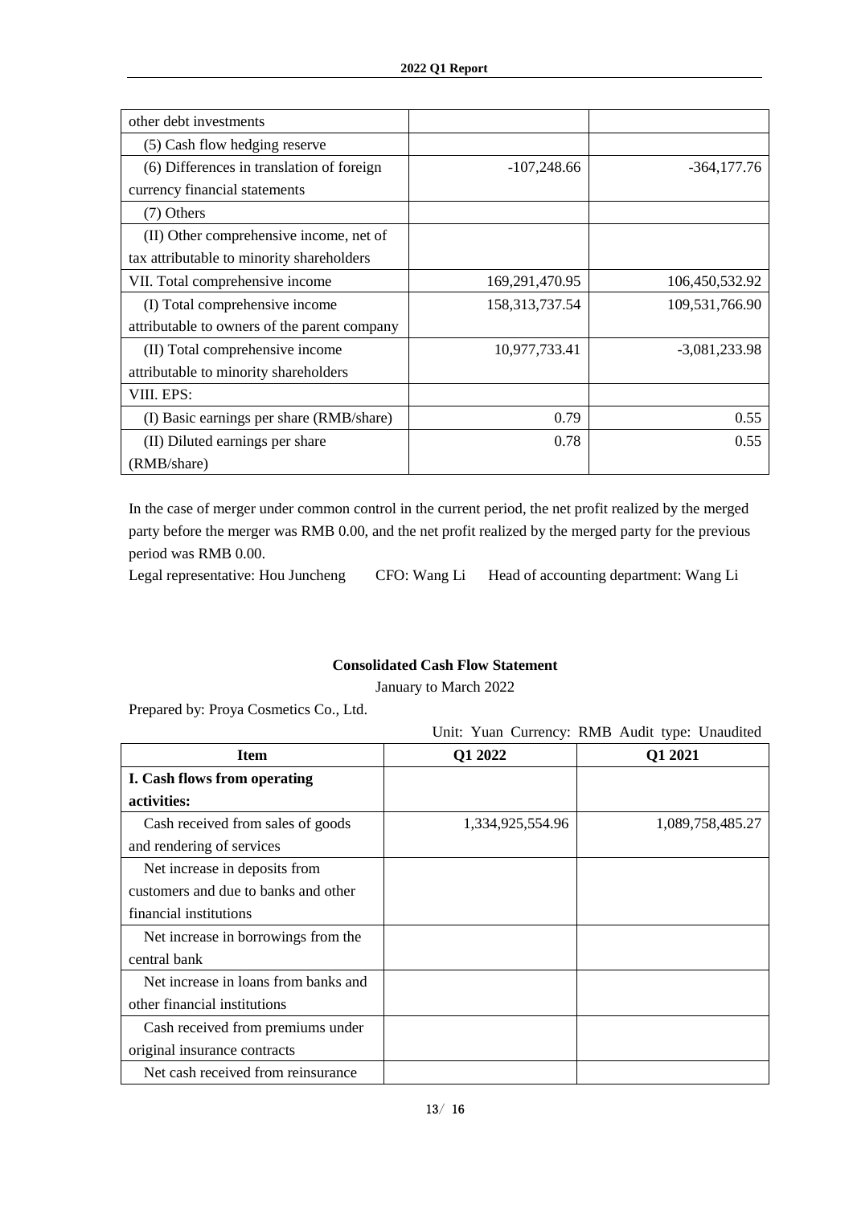| | | |
|---|---|---|
| other debt investments | | |
| (5) Cash flow hedging reserve | | |
| (6) Differences in translation of foreign currency financial statements | -107,248.66 | -364,177.76 |
| (7) Others | | |
| (II) Other comprehensive income, net of tax attributable to minority shareholders | | |
| VII. Total comprehensive income | 169,291,470.95 | 106,450,532.92 |
| (I) Total comprehensive income attributable to owners of the parent company | 158,313,737.54 | 109,531,766.90 |
| (II) Total comprehensive income attributable to minority shareholders | 10,977,733.41 | -3,081,233.98 |
| VIII. EPS: | | |
| (I) Basic earnings per share (RMB/share) | 0.79 | 0.55 |
| (II) Diluted earnings per share (RMB/share) | 0.78 | 0.55 |

In the case of merger under common control in the current period, the net profit realized by the merged party before the merger was RMB 0.00, and the net profit realized by the merged party for the previous period was RMB 0.00.

Legal representative: Hou Juncheng CFO: Wang Li Head of accounting department: Wang Li

**Consolidated Cash Flow Statement**

January to March 2022

Prepared by: Proya Cosmetics Co., Ltd.

Unit: Yuan Currency: RMB Audit type: Unaudited

| Item | Q1 2022 | Q1 2021 |
|---|---|---|
| **I. Cash flows from operating activities:** | | |
| Cash received from sales of goods and rendering of services | 1,334,925,554.96 | 1,089,758,485.27 |
| Net increase in deposits from customers and due to banks and other financial institutions | | |
| Net increase in borrowings from the central bank | | |
| Net increase in loans from banks and other financial institutions | | |
| Cash received from premiums under original insurance contracts | | |
| Net cash received from reinsurance | | |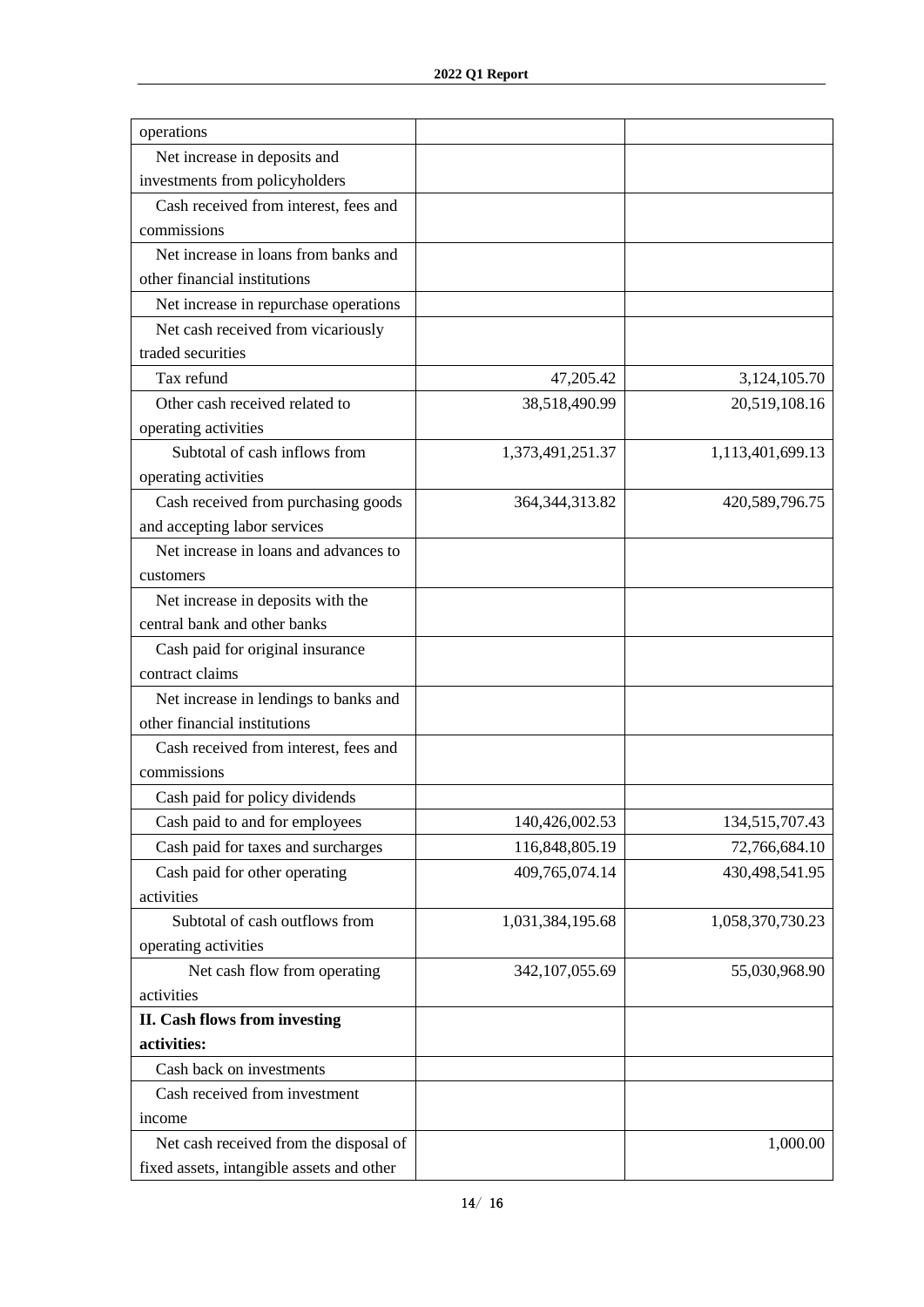| | | |
|---|---|---|
| operations | | |
| Net increase in deposits and investments from policyholders | | |
| Cash received from interest, fees and commissions | | |
| Net increase in loans from banks and other financial institutions | | |
| Net increase in repurchase operations | | |
| Net cash received from vicariously traded securities | | |
| Tax refund | 47,205.42 | 3,124,105.70 |
| Other cash received related to operating activities | 38,518,490.99 | 20,519,108.16 |
| Subtotal of cash inflows from operating activities | 1,373,491,251.37 | 1,113,401,699.13 |
| Cash received from purchasing goods and accepting labor services | 364,344,313.82 | 420,589,796.75 |
| Net increase in loans and advances to customers | | |
| Net increase in deposits with the central bank and other banks | | |
| Cash paid for original insurance contract claims | | |
| Net increase in lendings to banks and other financial institutions | | |
| Cash received from interest, fees and commissions | | |
| Cash paid for policy dividends | | |
| Cash paid to and for employees | 140,426,002.53 | 134,515,707.43 |
| Cash paid for taxes and surcharges | 116,848,805.19 | 72,766,684.10 |
| Cash paid for other operating activities | 409,765,074.14 | 430,498,541.95 |
| Subtotal of cash outflows from operating activities | 1,031,384,195.68 | 1,058,370,730.23 |
| Net cash flow from operating activities | 342,107,055.69 | 55,030,968.90 |
| **II. Cash flows from investing activities:** | | |
| Cash back on investments | | |
| Cash received from investment income | | |
| Net cash received from the disposal of fixed assets, intangible assets and other | | 1,000.00 |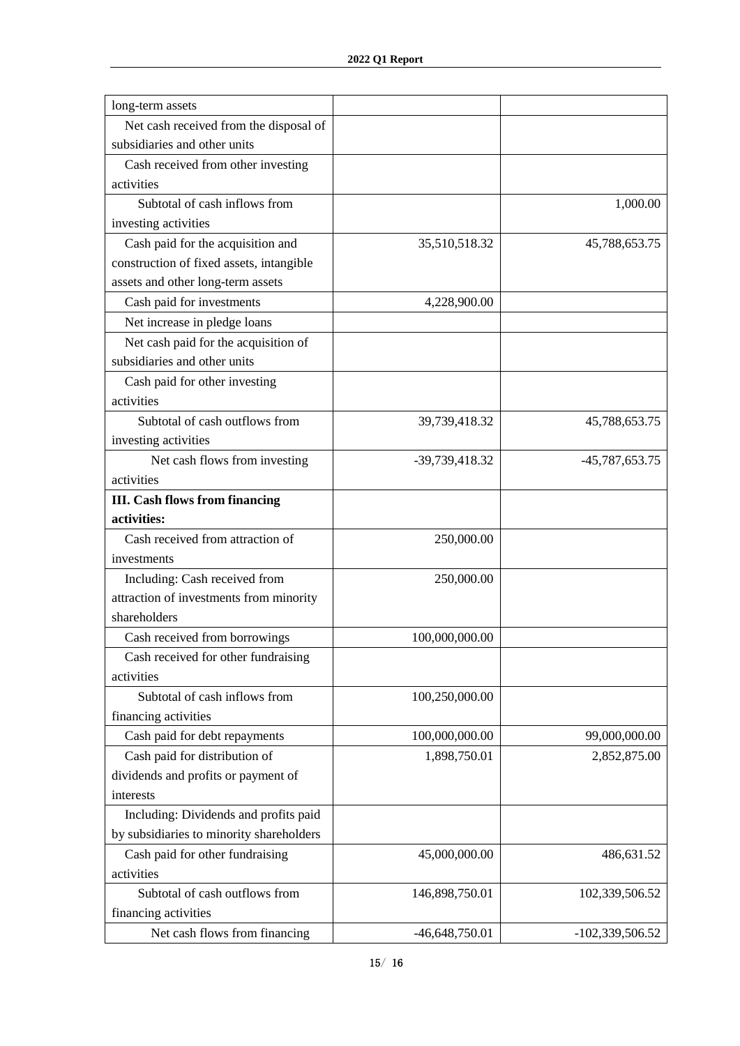| | | |
|---|---|---|
| long-term assets | | |
| Net cash received from the disposal of subsidiaries and other units | | |
| Cash received from other investing activities | | |
| Subtotal of cash inflows from investing activities | | 1,000.00 |
| Cash paid for the acquisition and construction of fixed assets, intangible assets and other long-term assets | 35,510,518.32 | 45,788,653.75 |
| Cash paid for investments | 4,228,900.00 | |
| Net increase in pledge loans | | |
| Net cash paid for the acquisition of subsidiaries and other units | | |
| Cash paid for other investing activities | | |
| Subtotal of cash outflows from investing activities | 39,739,418.32 | 45,788,653.75 |
| Net cash flows from investing activities | -39,739,418.32 | -45,787,653.75 |
| **III. Cash flows from financing activities:** | | |
| Cash received from attraction of investments | 250,000.00 | |
| Including: Cash received from attraction of investments from minority shareholders | 250,000.00 | |
| Cash received from borrowings | 100,000,000.00 | |
| Cash received for other fundraising activities | | |
| Subtotal of cash inflows from financing activities | 100,250,000.00 | |
| Cash paid for debt repayments | 100,000,000.00 | 99,000,000.00 |
| Cash paid for distribution of dividends and profits or payment of interests | 1,898,750.01 | 2,852,875.00 |
| Including: Dividends and profits paid by subsidiaries to minority shareholders | | |
| Cash paid for other fundraising activities | 45,000,000.00 | 486,631.52 |
| Subtotal of cash outflows from financing activities | 146,898,750.01 | 102,339,506.52 |
| Net cash flows from financing | -46,648,750.01 | -102,339,506.52 |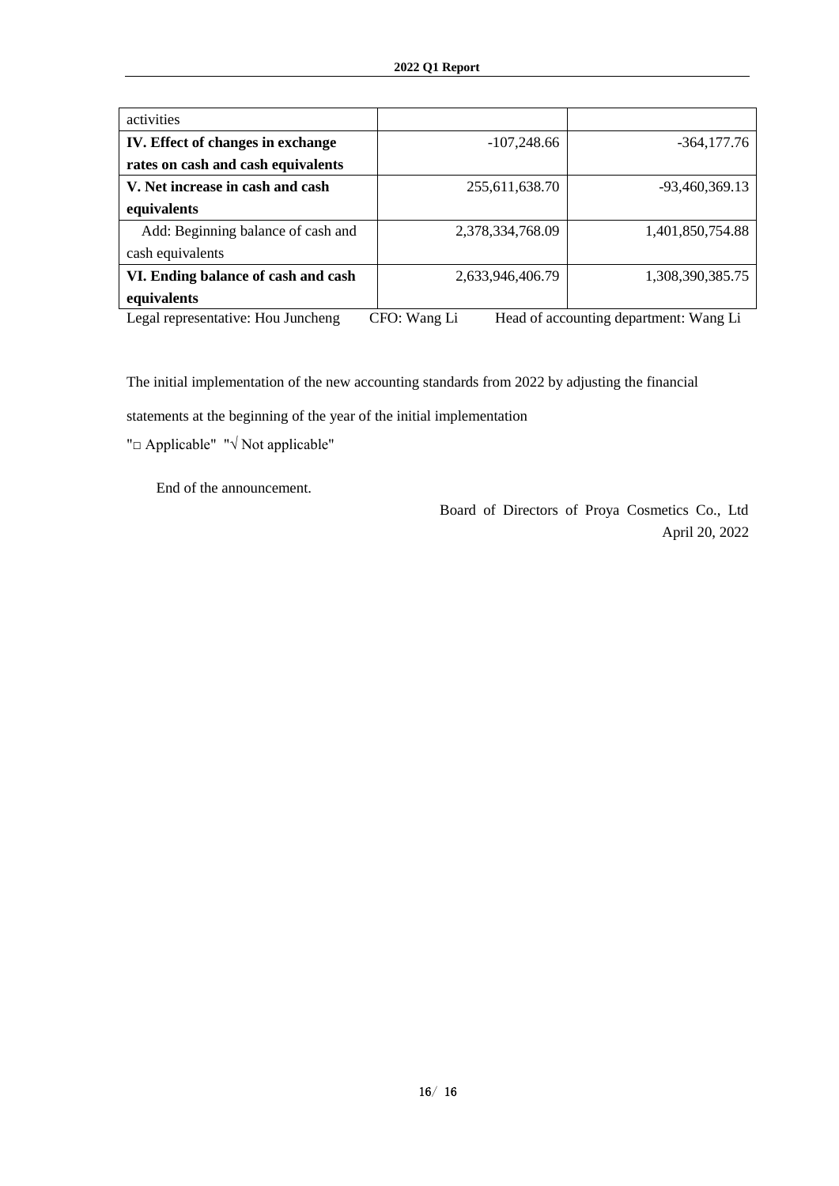| | | |
|---|---|---|
| activities | | |
| **IV. Effect of changes in exchange rates on cash and cash equivalents** | -107,248.66 | -364,177.76 |
| **V. Net increase in cash and cash equivalents** | 255,611,638.70 | -93,460,369.13 |
| Add: Beginning balance of cash and cash equivalents | 2,378,334,768.09 | 1,401,850,754.88 |
| **VI. Ending balance of cash and cash equivalents** | 2,633,946,406.79 | 1,308,390,385.75 |

Legal representative: Hou Juncheng  CFO: Wang Li  Head of accounting department: Wang Li

The initial implementation of the new accounting standards from 2022 by adjusting the financial statements at the beginning of the year of the initial implementation

"□ Applicable" "√ Not applicable"

End of the announcement.

Board of Directors of Proya Cosmetics Co., Ltd

April 20, 2022